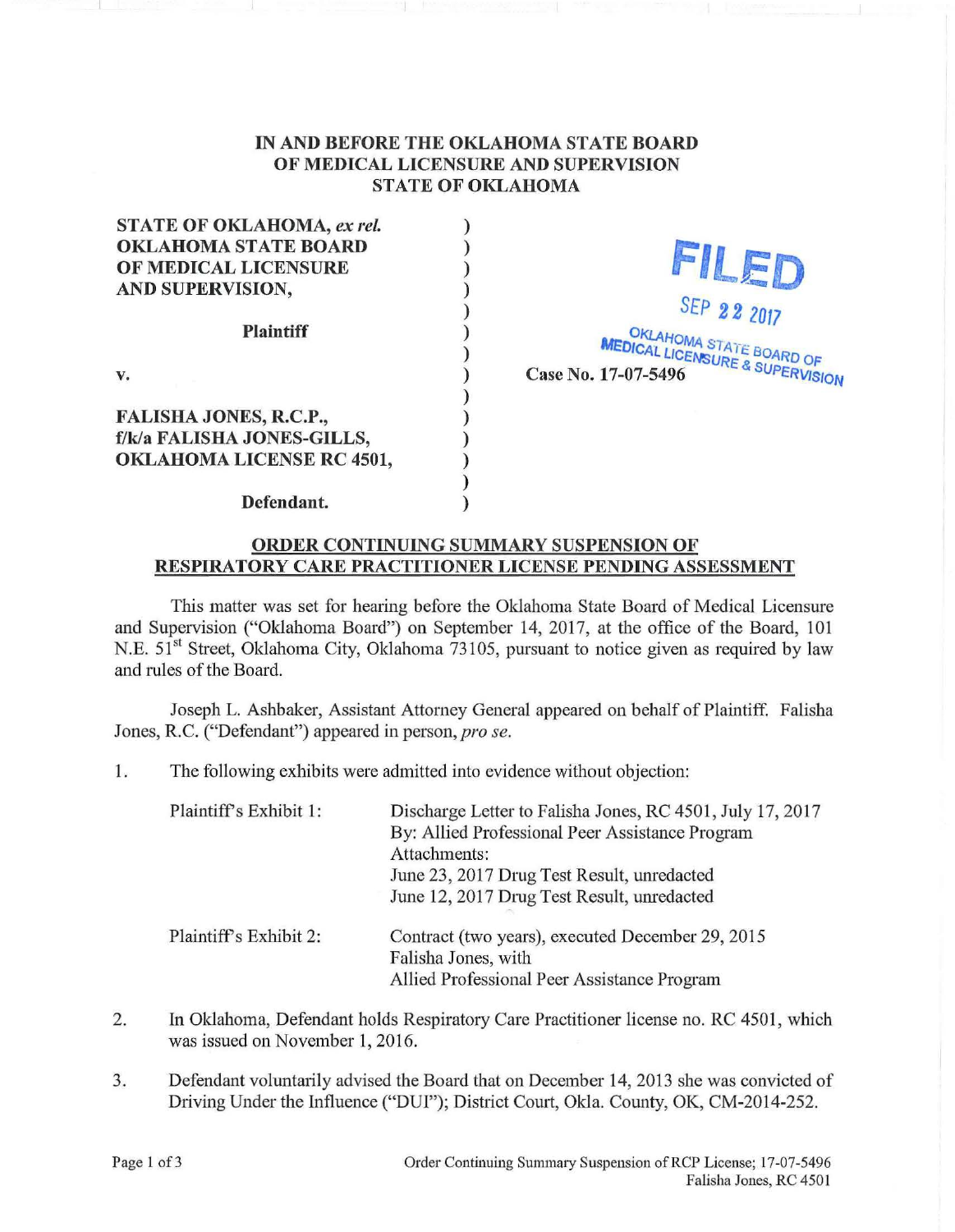**IN AND BEFORE THE OKLAHOMA STATE BOARD OF MEDICAL LICENSURE AND SUPERVISION STATE OF OKLAHOMA**

**STATE OF OKLAHOMA,** ***ex rel.*** **OKLAHOMA STATE BOARD OF MEDICAL LICENSURE AND SUPERVISION,**

**Plaintiff**

v.

**FALISHA JONES, R.C.P., f/k/a FALISHA JONES-GILLS, OKLAHOMA LICENSE RC 4501,**

**Defendant.**

**FILED**
SEP 22 2017
OKLAHOMA STATE BOARD OF MEDICAL LICENSURE & SUPERVISION

**Case No. 17-07-5496**

**ORDER CONTINUING SUMMARY SUSPENSION OF RESPIRATORY CARE PRACTITIONER LICENSE PENDING ASSESSMENT**

This matter was set for hearing before the Oklahoma State Board of Medical Licensure and Supervision ("Oklahoma Board") on September 14, 2017, at the office of the Board, 101 N.E. 51st Street, Oklahoma City, Oklahoma 73105, pursuant to notice given as required by law and rules of the Board.

Joseph L. Ashbaker, Assistant Attorney General appeared on behalf of Plaintiff. Falisha Jones, R.C. ("Defendant") appeared in person, *pro se*.

1. The following exhibits were admitted into evidence without objection:

| | |
|---|---|
| Plaintiff's Exhibit 1: | Discharge Letter to Falisha Jones, RC 4501, July 17, 2017<br>By: Allied Professional Peer Assistance Program<br>Attachments:<br>June 23, 2017 Drug Test Result, unredacted<br>June 12, 2017 Drug Test Result, unredacted |
| Plaintiff's Exhibit 2: | Contract (two years), executed December 29, 2015<br>Falisha Jones, with<br>Allied Professional Peer Assistance Program |

2. In Oklahoma, Defendant holds Respiratory Care Practitioner license no. RC 4501, which was issued on November 1, 2016.

3. Defendant voluntarily advised the Board that on December 14, 2013 she was convicted of Driving Under the Influence ("DUI"); District Court, Okla. County, OK, CM-2014-252.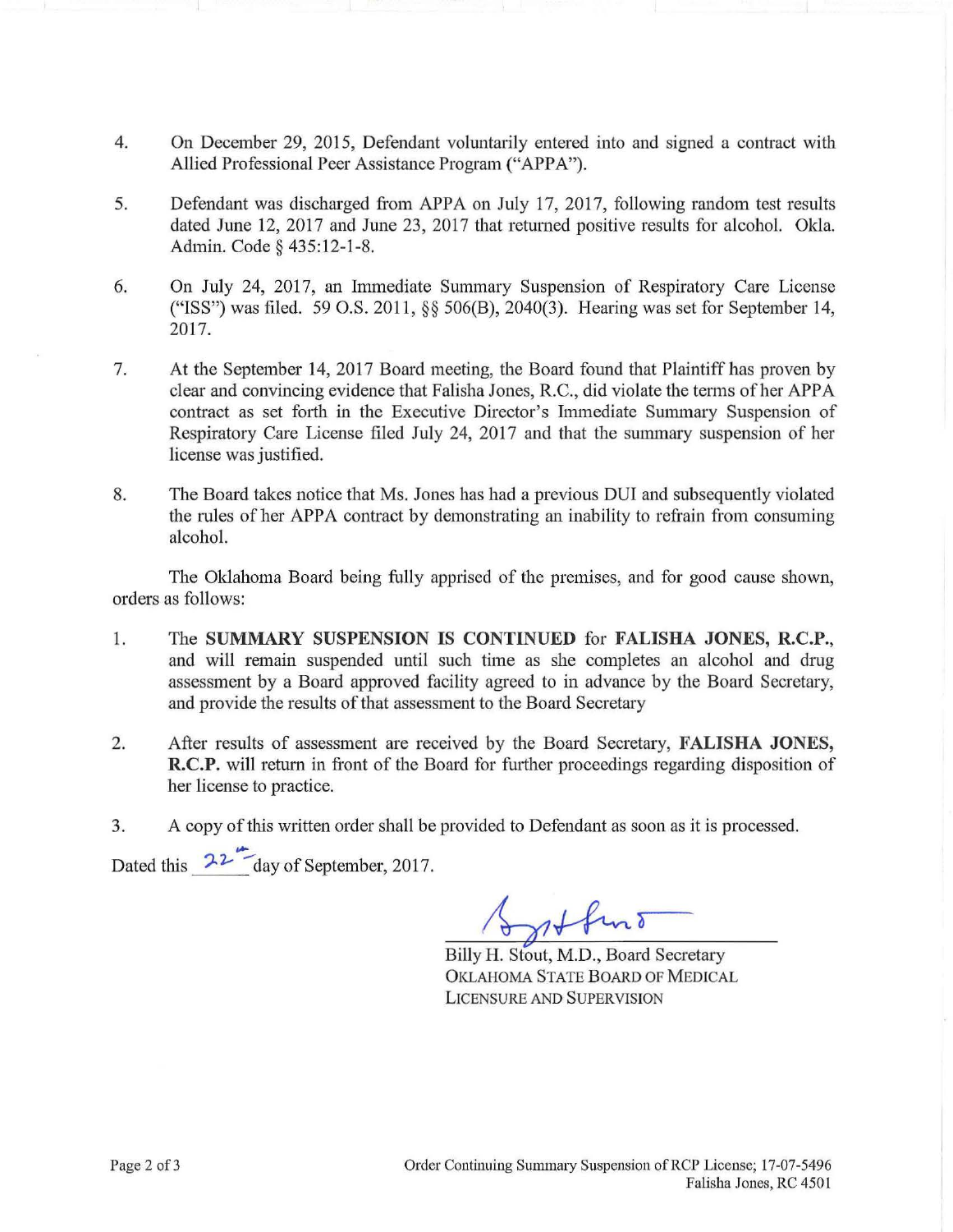4. On December 29, 2015, Defendant voluntarily entered into and signed a contract with Allied Professional Peer Assistance Program ("APPA").

5. Defendant was discharged from APPA on July 17, 2017, following random test results dated June 12, 2017 and June 23, 2017 that returned positive results for alcohol. Okla. Admin. Code § 435:12-1-8.

6. On July 24, 2017, an Immediate Summary Suspension of Respiratory Care License ("ISS") was filed. 59 O.S. 2011, §§ 506(B), 2040(3). Hearing was set for September 14, 2017.

7. At the September 14, 2017 Board meeting, the Board found that Plaintiff has proven by clear and convincing evidence that Falisha Jones, R.C., did violate the terms of her APPA contract as set forth in the Executive Director's Immediate Summary Suspension of Respiratory Care License filed July 24, 2017 and that the summary suspension of her license was justified.

8. The Board takes notice that Ms. Jones has had a previous DUI and subsequently violated the rules of her APPA contract by demonstrating an inability to refrain from consuming alcohol.

The Oklahoma Board being fully apprised of the premises, and for good cause shown, orders as follows:

1. The **SUMMARY SUSPENSION IS CONTINUED** for **FALISHA JONES, R.C.P.**, and will remain suspended until such time as she completes an alcohol and drug assessment by a Board approved facility agreed to in advance by the Board Secretary, and provide the results of that assessment to the Board Secretary

2. After results of assessment are received by the Board Secretary, **FALISHA JONES, R.C.P.** will return in front of the Board for further proceedings regarding disposition of her license to practice.

3. A copy of this written order shall be provided to Defendant as soon as it is processed.

Dated this 22nd day of September, 2017.

Billy H. Stout, M.D., Board Secretary
OKLAHOMA STATE BOARD OF MEDICAL LICENSURE AND SUPERVISION

Order Continuing Summary Suspension of RCP License; 17-07-5496
Falisha Jones, RC 4501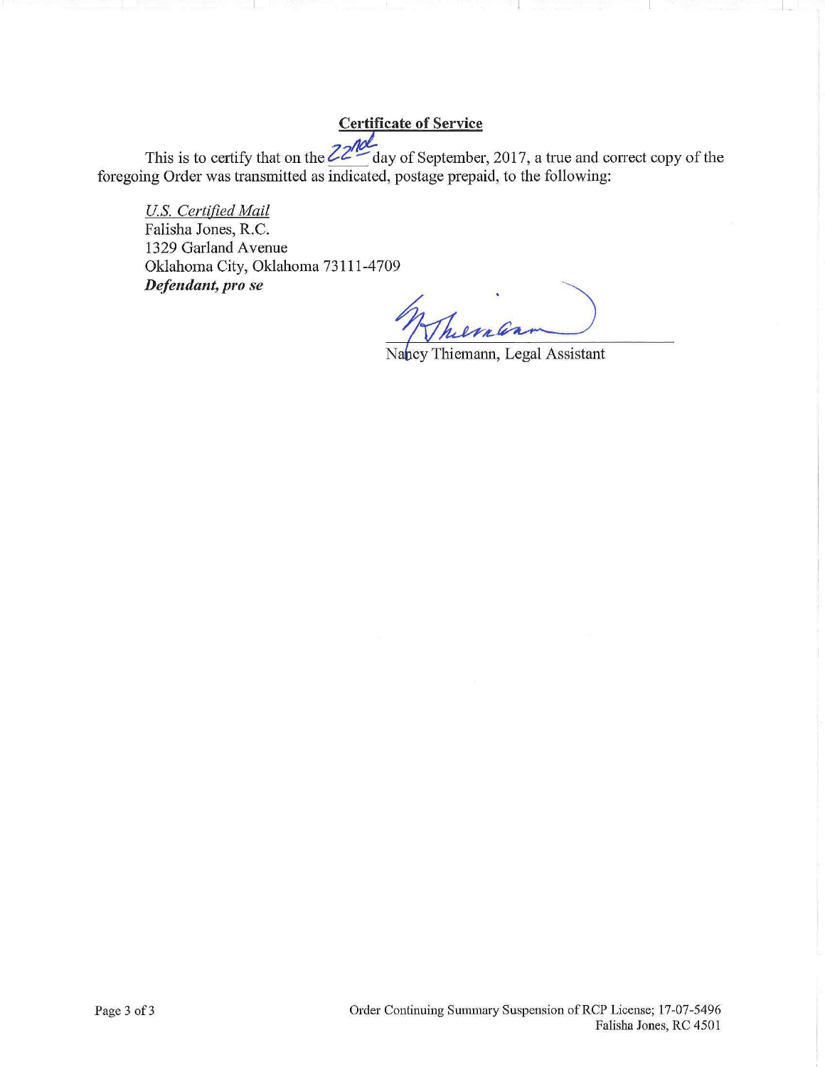## Certificate of Service

This is to certify that on the 22nd day of September, 2017, a true and correct copy of the foregoing Order was transmitted as indicated, postage prepaid, to the following:

*U.S. Certified Mail*
Falisha Jones, R.C.
1329 Garland Avenue
Oklahoma City, Oklahoma 73111-4709
***Defendant, pro se***

Nancy Thiemann, Legal Assistant